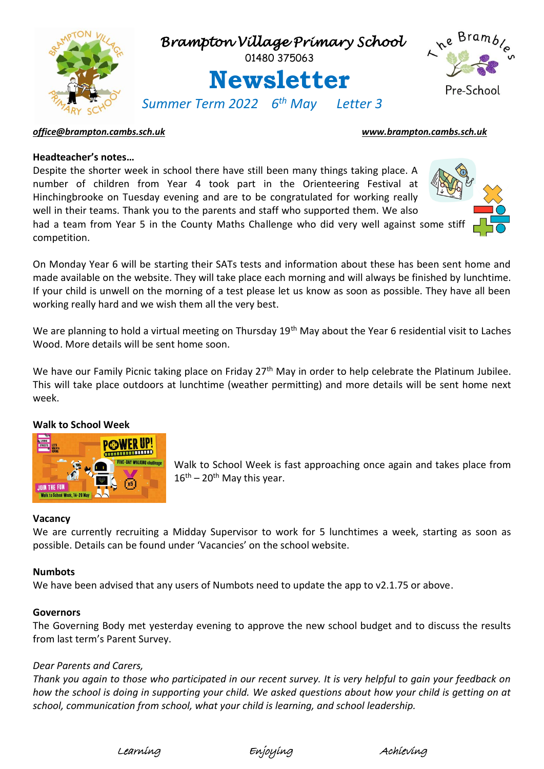# Brampton Village Primary School

01480 375063

# Newsletter

*Summer Term 2022 6th May Letter 3*

The Brambles Pre-School

*office@brampton.cambs.sch.uk* *www.brampton.cambs.sch.uk*

**Headteacher's notes…**

Despite the shorter week in school there have still been many things taking place. A number of children from Year 4 took part in the Orienteering Festival at Hinchingbrooke on Tuesday evening and are to be congratulated for working really well in their teams. Thank you to the parents and staff who supported them. We also had a team from Year 5 in the County Maths Challenge who did very well against some stiff competition.

On Monday Year 6 will be starting their SATs tests and information about these has been sent home and made available on the website. They will take place each morning and will always be finished by lunchtime. If your child is unwell on the morning of a test please let us know as soon as possible. They have all been working really hard and we wish them all the very best.

We are planning to hold a virtual meeting on Thursday 19th May about the Year 6 residential visit to Laches Wood. More details will be sent home soon.

We have our Family Picnic taking place on Friday 27th May in order to help celebrate the Platinum Jubilee. This will take place outdoors at lunchtime (weather permitting) and more details will be sent home next week.

**Walk to School Week**

Walk to School Week is fast approaching once again and takes place from 16th – 20th May this year.

**Vacancy**

We are currently recruiting a Midday Supervisor to work for 5 lunchtimes a week, starting as soon as possible. Details can be found under 'Vacancies' on the school website.

**Numbots**

We have been advised that any users of Numbots need to update the app to v2.1.75 or above.

**Governors**

The Governing Body met yesterday evening to approve the new school budget and to discuss the results from last term's Parent Survey.

*Dear Parents and Carers,*

*Thank you again to those who participated in our recent survey. It is very helpful to gain your feedback on how the school is doing in supporting your child. We asked questions about how your child is getting on at school, communication from school, what your child is learning, and school leadership.*

Learning Enjoying Achieving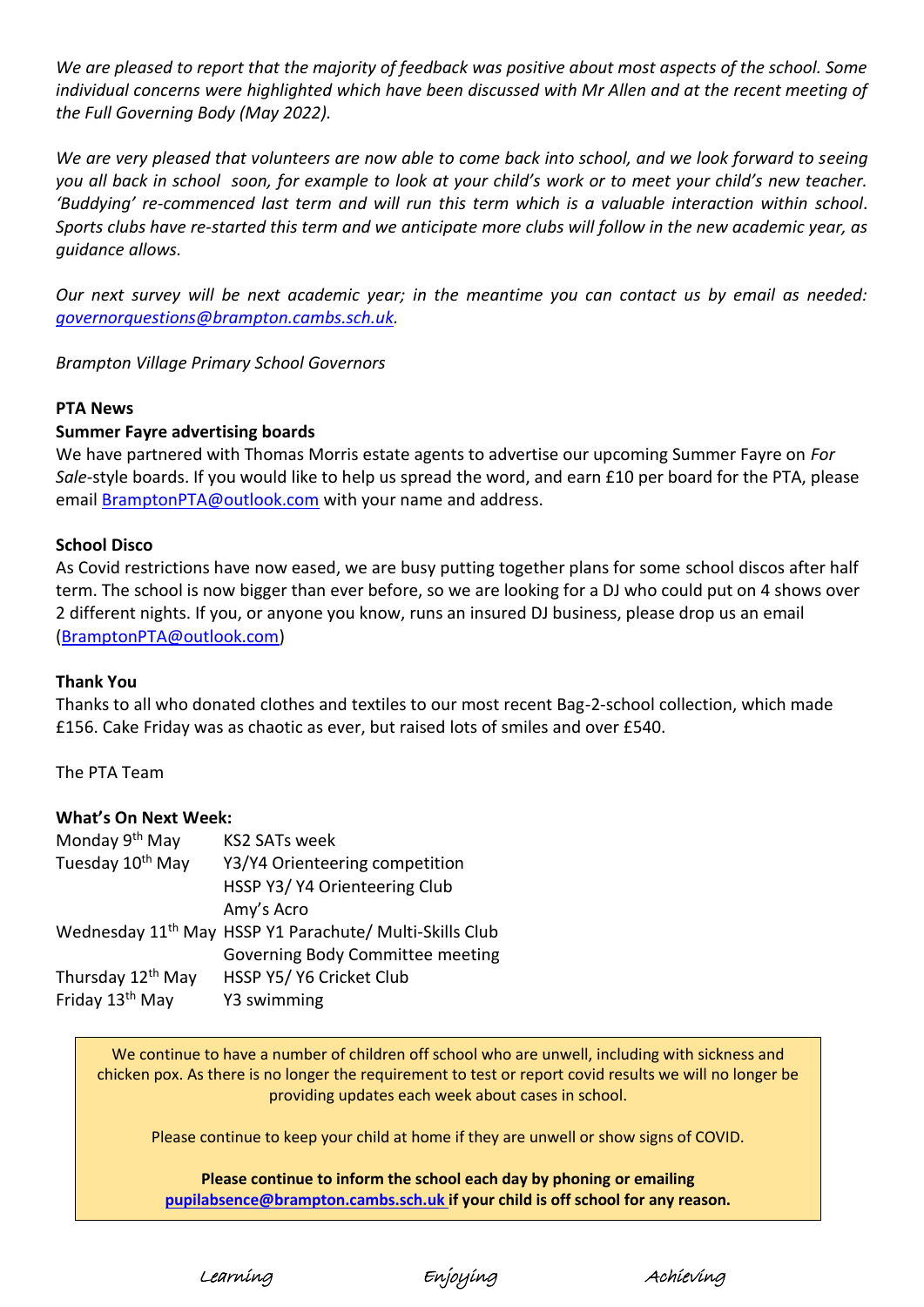*We are pleased to report that the majority of feedback was positive about most aspects of the school. Some individual concerns were highlighted which have been discussed with Mr Allen and at the recent meeting of the Full Governing Body (May 2022).*

*We are very pleased that volunteers are now able to come back into school, and we look forward to seeing you all back in school soon, for example to look at your child's work or to meet your child's new teacher. 'Buddying' re-commenced last term and will run this term which is a valuable interaction within school. Sports clubs have re-started this term and we anticipate more clubs will follow in the new academic year, as guidance allows.*

*Our next survey will be next academic year; in the meantime you can contact us by email as needed: governorquestions@brampton.cambs.sch.uk.*

*Brampton Village Primary School Governors*

**PTA News**

**Summer Fayre advertising boards**

We have partnered with Thomas Morris estate agents to advertise our upcoming Summer Fayre on *For Sale*-style boards. If you would like to help us spread the word, and earn £10 per board for the PTA, please email BramptonPTA@outlook.com with your name and address.

**School Disco**

As Covid restrictions have now eased, we are busy putting together plans for some school discos after half term. The school is now bigger than ever before, so we are looking for a DJ who could put on 4 shows over 2 different nights. If you, or anyone you know, runs an insured DJ business, please drop us an email (BramptonPTA@outlook.com)

**Thank You**

Thanks to all who donated clothes and textiles to our most recent Bag-2-school collection, which made £156. Cake Friday was as chaotic as ever, but raised lots of smiles and over £540.

The PTA Team

**What's On Next Week:**

| | |
|---|---|
| Monday 9th May | KS2 SATs week |
| Tuesday 10th May | Y3/Y4 Orienteering competition |
| | HSSP Y3/ Y4 Orienteering Club |
| | Amy's Acro |
| Wednesday 11th May | HSSP Y1 Parachute/ Multi-Skills Club |
| | Governing Body Committee meeting |
| Thursday 12th May | HSSP Y5/ Y6 Cricket Club |
| Friday 13th May | Y3 swimming |

We continue to have a number of children off school who are unwell, including with sickness and chicken pox. As there is no longer the requirement to test or report covid results we will no longer be providing updates each week about cases in school.

Please continue to keep your child at home if they are unwell or show signs of COVID.

**Please continue to inform the school each day by phoning or emailing pupilabsence@brampton.cambs.sch.uk if your child is off school for any reason.**

*Learning* *Enjoying* *Achieving*